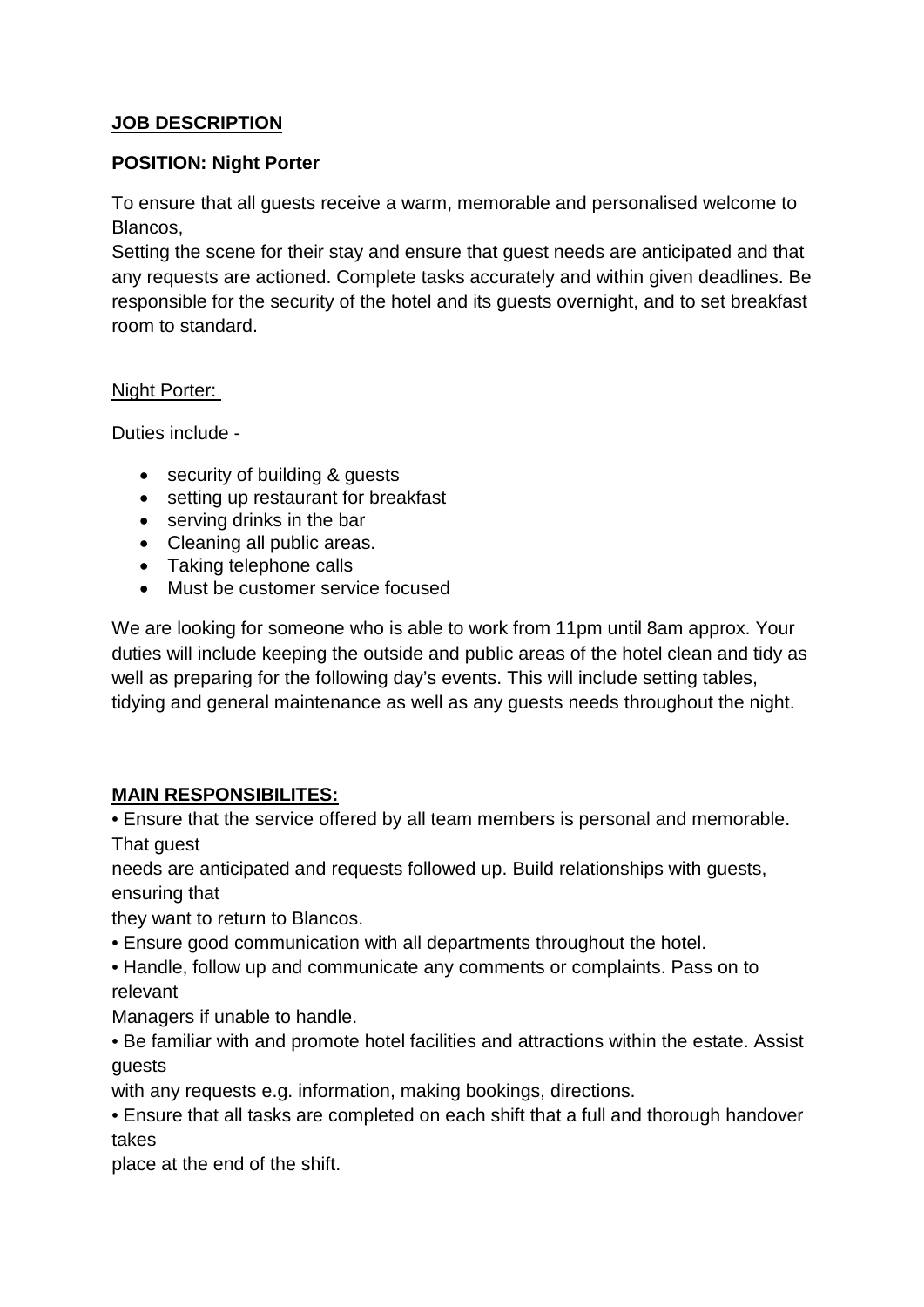**JOB DESCRIPTION**

**POSITION: Night Porter**

To ensure that all guests receive a warm, memorable and personalised welcome to Blancos,
Setting the scene for their stay and ensure that guest needs are anticipated and that any requests are actioned. Complete tasks accurately and within given deadlines. Be responsible for the security of the hotel and its guests overnight, and to set breakfast room to standard.

Night Porter:

Duties include -

- security of building & guests
- setting up restaurant for breakfast
- serving drinks in the bar
- Cleaning all public areas.
- Taking telephone calls
- Must be customer service focused

We are looking for someone who is able to work from 11pm until 8am approx. Your duties will include keeping the outside and public areas of the hotel clean and tidy as well as preparing for the following day's events. This will include setting tables, tidying and general maintenance as well as any guests needs throughout the night.

**MAIN RESPONSIBILITES:**

• Ensure that the service offered by all team members is personal and memorable. That guest needs are anticipated and requests followed up. Build relationships with guests, ensuring that they want to return to Blancos.

• Ensure good communication with all departments throughout the hotel.

• Handle, follow up and communicate any comments or complaints. Pass on to relevant Managers if unable to handle.

• Be familiar with and promote hotel facilities and attractions within the estate. Assist guests with any requests e.g. information, making bookings, directions.

• Ensure that all tasks are completed on each shift that a full and thorough handover takes place at the end of the shift.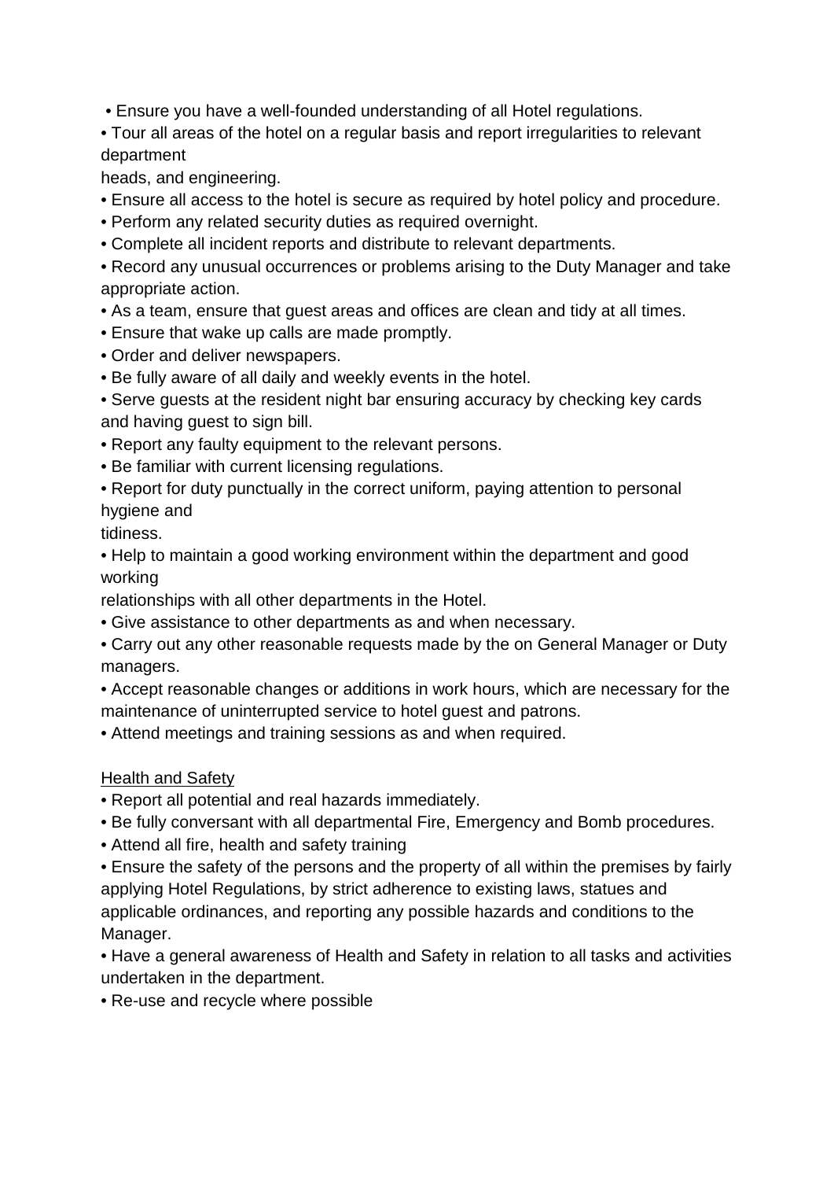- Ensure you have a well-founded understanding of all Hotel regulations.
- Tour all areas of the hotel on a regular basis and report irregularities to relevant department heads, and engineering.
- Ensure all access to the hotel is secure as required by hotel policy and procedure.
- Perform any related security duties as required overnight.
- Complete all incident reports and distribute to relevant departments.
- Record any unusual occurrences or problems arising to the Duty Manager and take appropriate action.
- As a team, ensure that guest areas and offices are clean and tidy at all times.
- Ensure that wake up calls are made promptly.
- Order and deliver newspapers.
- Be fully aware of all daily and weekly events in the hotel.
- Serve guests at the resident night bar ensuring accuracy by checking key cards and having guest to sign bill.
- Report any faulty equipment to the relevant persons.
- Be familiar with current licensing regulations.
- Report for duty punctually in the correct uniform, paying attention to personal hygiene and tidiness.
- Help to maintain a good working environment within the department and good working relationships with all other departments in the Hotel.
- Give assistance to other departments as and when necessary.
- Carry out any other reasonable requests made by the on General Manager or Duty managers.
- Accept reasonable changes or additions in work hours, which are necessary for the maintenance of uninterrupted service to hotel guest and patrons.
- Attend meetings and training sessions as and when required.

Health and Safety

- Report all potential and real hazards immediately.
- Be fully conversant with all departmental Fire, Emergency and Bomb procedures.
- Attend all fire, health and safety training
- Ensure the safety of the persons and the property of all within the premises by fairly applying Hotel Regulations, by strict adherence to existing laws, statues and applicable ordinances, and reporting any possible hazards and conditions to the Manager.
- Have a general awareness of Health and Safety in relation to all tasks and activities undertaken in the department.
- Re-use and recycle where possible